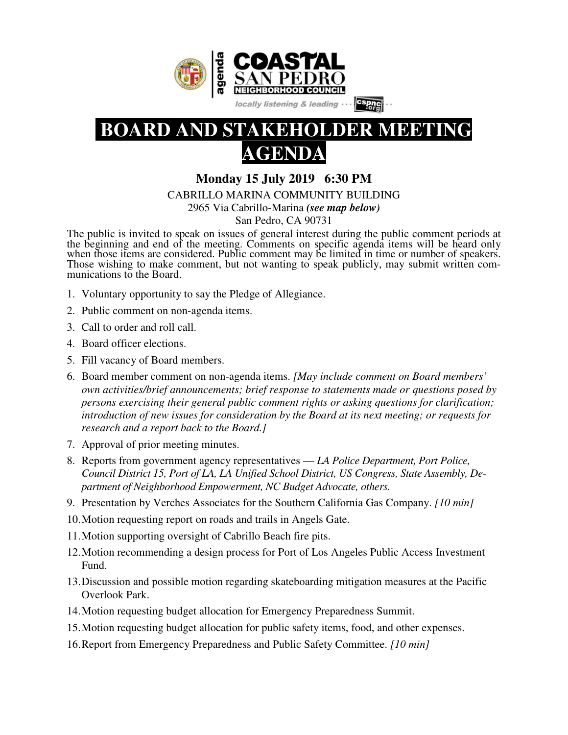COASTAL SAN PEDRO NEIGHBORHOOD COUNCIL

agenda

locally listening & leading ··· cspnc.org

# BOARD AND STAKEHOLDER MEETING AGENDA

**Monday 15 July 2019 6:30 PM**

CABRILLO MARINA COMMUNITY BUILDING
2965 Via Cabrillo-Marina ***(see map below)***
San Pedro, CA 90731

The public is invited to speak on issues of general interest during the public comment periods at the beginning and end of the meeting. Comments on specific agenda items will be heard only when those items are considered. Public comment may be limited in time or number of speakers. Those wishing to make comment, but not wanting to speak publicly, may submit written communications to the Board.

1. Voluntary opportunity to say the Pledge of Allegiance.
2. Public comment on non-agenda items.
3. Call to order and roll call.
4. Board officer elections.
5. Fill vacancy of Board members.
6. Board member comment on non-agenda items. *[May include comment on Board members' own activities/brief announcements; brief response to statements made or questions posed by persons exercising their general public comment rights or asking questions for clarification; introduction of new issues for consideration by the Board at its next meeting; or requests for research and a report back to the Board.]*
7. Approval of prior meeting minutes.
8. Reports from government agency representatives — *LA Police Department, Port Police, Council District 15, Port of LA, LA Unified School District, US Congress, State Assembly, Department of Neighborhood Empowerment, NC Budget Advocate, others.*
9. Presentation by Verches Associates for the Southern California Gas Company. *[10 min]*
10. Motion requesting report on roads and trails in Angels Gate.
11. Motion supporting oversight of Cabrillo Beach fire pits.
12. Motion recommending a design process for Port of Los Angeles Public Access Investment Fund.
13. Discussion and possible motion regarding skateboarding mitigation measures at the Pacific Overlook Park.
14. Motion requesting budget allocation for Emergency Preparedness Summit.
15. Motion requesting budget allocation for public safety items, food, and other expenses.
16. Report from Emergency Preparedness and Public Safety Committee. *[10 min]*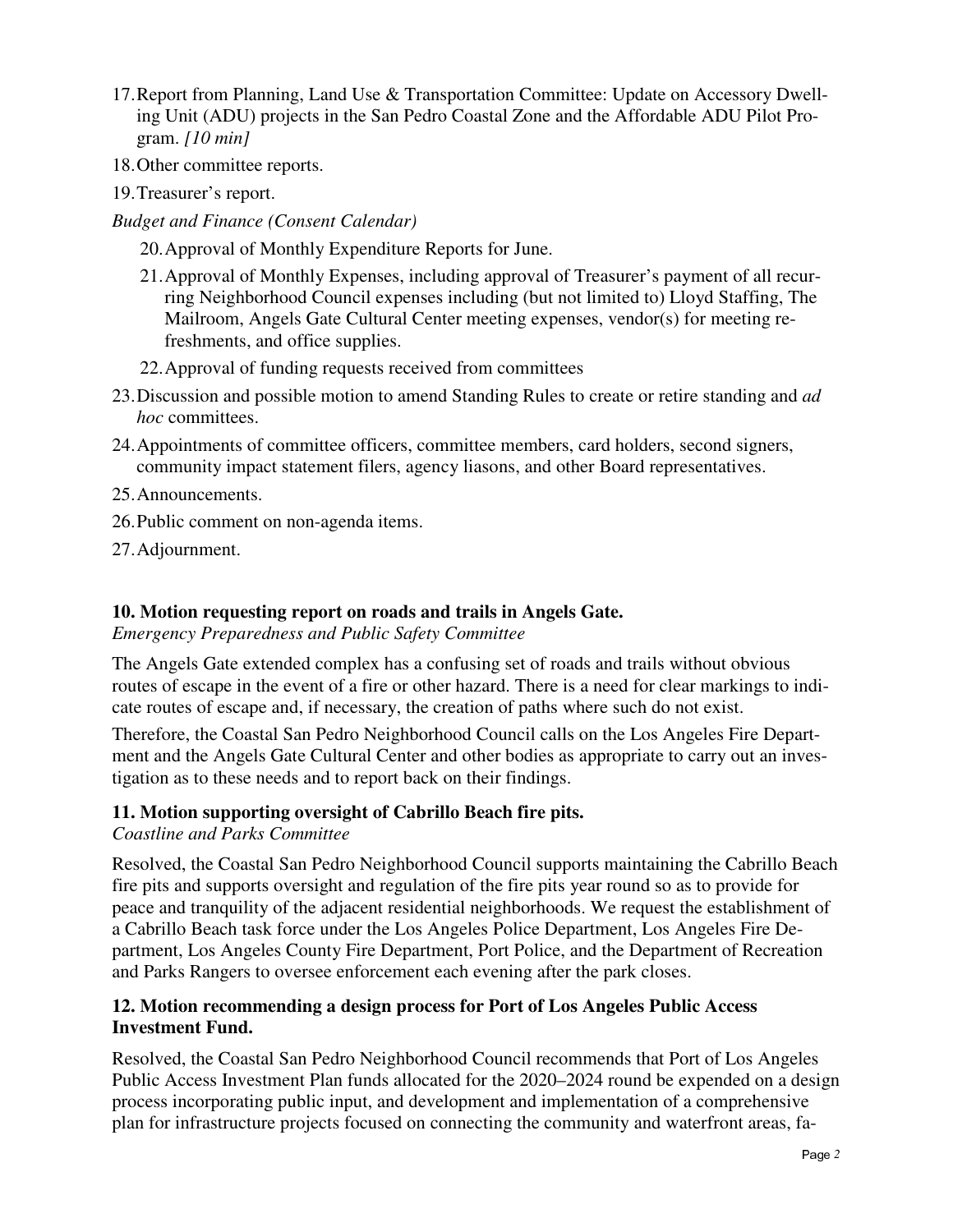17. Report from Planning, Land Use & Transportation Committee: Update on Accessory Dwelling Unit (ADU) projects in the San Pedro Coastal Zone and the Affordable ADU Pilot Program. *[10 min]*
18. Other committee reports.
19. Treasurer's report.

*Budget and Finance (Consent Calendar)*

20. Approval of Monthly Expenditure Reports for June.
21. Approval of Monthly Expenses, including approval of Treasurer's payment of all recurring Neighborhood Council expenses including (but not limited to) Lloyd Staffing, The Mailroom, Angels Gate Cultural Center meeting expenses, vendor(s) for meeting refreshments, and office supplies.
22. Approval of funding requests received from committees

23. Discussion and possible motion to amend Standing Rules to create or retire standing and *ad hoc* committees.
24. Appointments of committee officers, committee members, card holders, second signers, community impact statement filers, agency liasons, and other Board representatives.
25. Announcements.
26. Public comment on non-agenda items.
27. Adjournment.

**10. Motion requesting report on roads and trails in Angels Gate.**

*Emergency Preparedness and Public Safety Committee*

The Angels Gate extended complex has a confusing set of roads and trails without obvious routes of escape in the event of a fire or other hazard. There is a need for clear markings to indicate routes of escape and, if necessary, the creation of paths where such do not exist.

Therefore, the Coastal San Pedro Neighborhood Council calls on the Los Angeles Fire Department and the Angels Gate Cultural Center and other bodies as appropriate to carry out an investigation as to these needs and to report back on their findings.

**11. Motion supporting oversight of Cabrillo Beach fire pits.**

*Coastline and Parks Committee*

Resolved, the Coastal San Pedro Neighborhood Council supports maintaining the Cabrillo Beach fire pits and supports oversight and regulation of the fire pits year round so as to provide for peace and tranquility of the adjacent residential neighborhoods. We request the establishment of a Cabrillo Beach task force under the Los Angeles Police Department, Los Angeles Fire Department, Los Angeles County Fire Department, Port Police, and the Department of Recreation and Parks Rangers to oversee enforcement each evening after the park closes.

**12. Motion recommending a design process for Port of Los Angeles Public Access Investment Fund.**

Resolved, the Coastal San Pedro Neighborhood Council recommends that Port of Los Angeles Public Access Investment Plan funds allocated for the 2020–2024 round be expended on a design process incorporating public input, and development and implementation of a comprehensive plan for infrastructure projects focused on connecting the community and waterfront areas, fa-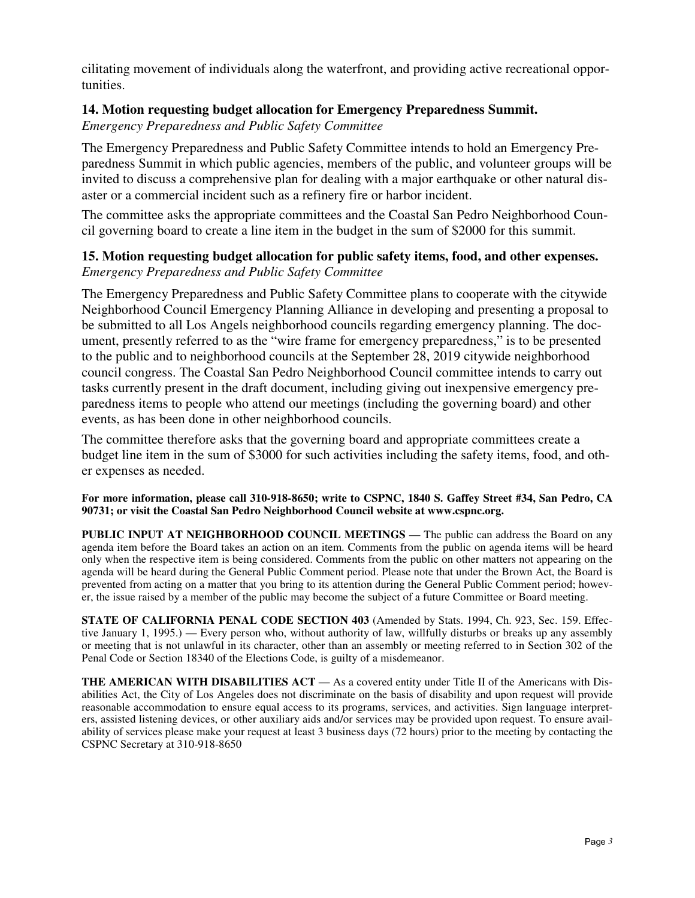cilitating movement of individuals along the waterfront, and providing active recreational opportunities.

### 14. Motion requesting budget allocation for Emergency Preparedness Summit.

*Emergency Preparedness and Public Safety Committee*

The Emergency Preparedness and Public Safety Committee intends to hold an Emergency Preparedness Summit in which public agencies, members of the public, and volunteer groups will be invited to discuss a comprehensive plan for dealing with a major earthquake or other natural disaster or a commercial incident such as a refinery fire or harbor incident.

The committee asks the appropriate committees and the Coastal San Pedro Neighborhood Council governing board to create a line item in the budget in the sum of $2000 for this summit.

### 15. Motion requesting budget allocation for public safety items, food, and other expenses.

*Emergency Preparedness and Public Safety Committee*

The Emergency Preparedness and Public Safety Committee plans to cooperate with the citywide Neighborhood Council Emergency Planning Alliance in developing and presenting a proposal to be submitted to all Los Angels neighborhood councils regarding emergency planning. The document, presently referred to as the "wire frame for emergency preparedness," is to be presented to the public and to neighborhood councils at the September 28, 2019 citywide neighborhood council congress. The Coastal San Pedro Neighborhood Council committee intends to carry out tasks currently present in the draft document, including giving out inexpensive emergency preparedness items to people who attend our meetings (including the governing board) and other events, as has been done in other neighborhood councils.

The committee therefore asks that the governing board and appropriate committees create a budget line item in the sum of $3000 for such activities including the safety items, food, and other expenses as needed.

**For more information, please call 310-918-8650; write to CSPNC, 1840 S. Gaffey Street #34, San Pedro, CA 90731; or visit the Coastal San Pedro Neighborhood Council website at www.cspnc.org.**

**PUBLIC INPUT AT NEIGHBORHOOD COUNCIL MEETINGS** — The public can address the Board on any agenda item before the Board takes an action on an item. Comments from the public on agenda items will be heard only when the respective item is being considered. Comments from the public on other matters not appearing on the agenda will be heard during the General Public Comment period. Please note that under the Brown Act, the Board is prevented from acting on a matter that you bring to its attention during the General Public Comment period; however, the issue raised by a member of the public may become the subject of a future Committee or Board meeting.

**STATE OF CALIFORNIA PENAL CODE SECTION 403** (Amended by Stats. 1994, Ch. 923, Sec. 159. Effective January 1, 1995.) — Every person who, without authority of law, willfully disturbs or breaks up any assembly or meeting that is not unlawful in its character, other than an assembly or meeting referred to in Section 302 of the Penal Code or Section 18340 of the Elections Code, is guilty of a misdemeanor.

**THE AMERICAN WITH DISABILITIES ACT** — As a covered entity under Title II of the Americans with Disabilities Act, the City of Los Angeles does not discriminate on the basis of disability and upon request will provide reasonable accommodation to ensure equal access to its programs, services, and activities. Sign language interpreters, assisted listening devices, or other auxiliary aids and/or services may be provided upon request. To ensure availability of services please make your request at least 3 business days (72 hours) prior to the meeting by contacting the CSPNC Secretary at 310-918-8650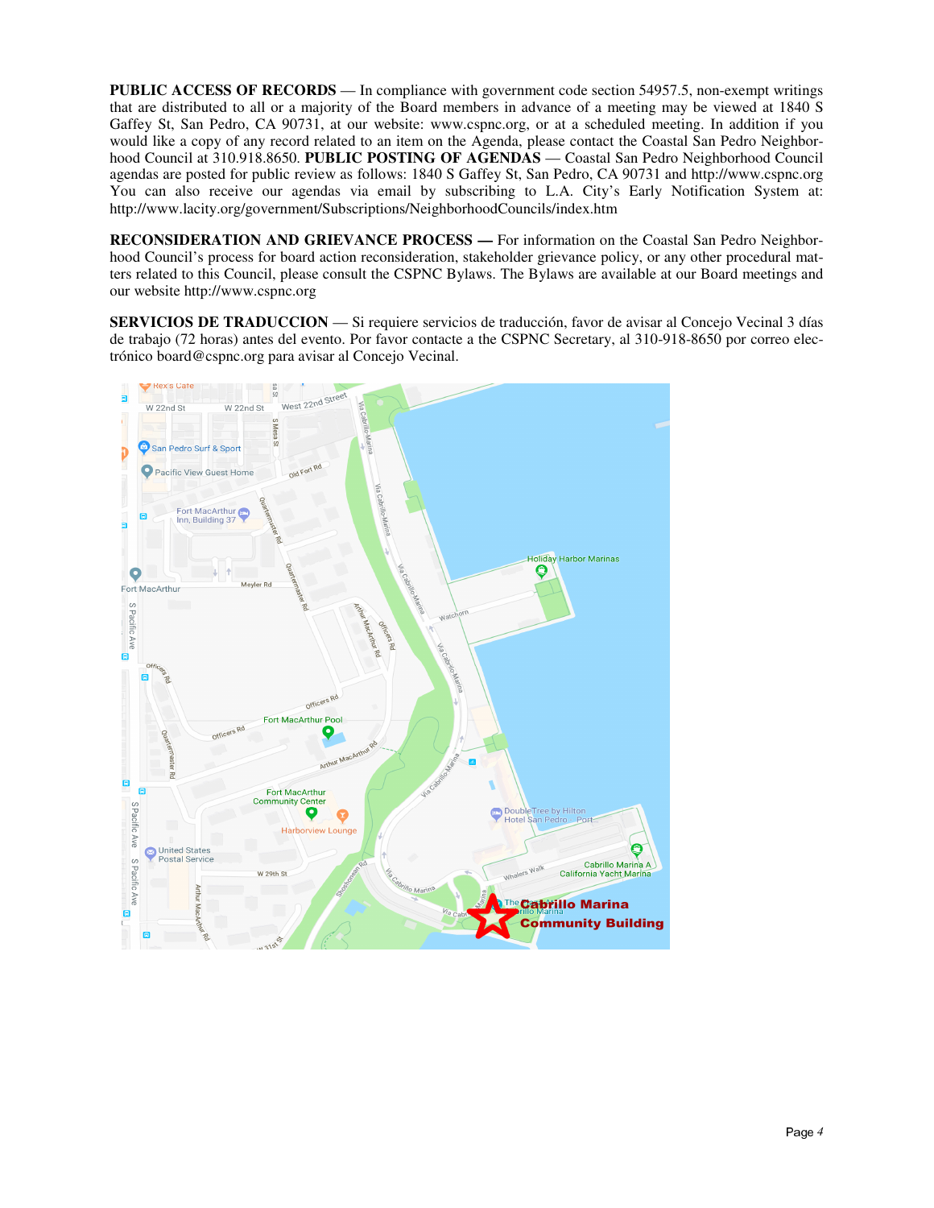**PUBLIC ACCESS OF RECORDS** — In compliance with government code section 54957.5, non-exempt writings that are distributed to all or a majority of the Board members in advance of a meeting may be viewed at 1840 S Gaffey St, San Pedro, CA 90731, at our website: www.cspnc.org, or at a scheduled meeting. In addition if you would like a copy of any record related to an item on the Agenda, please contact the Coastal San Pedro Neighborhood Council at 310.918.8650. **PUBLIC POSTING OF AGENDAS** — Coastal San Pedro Neighborhood Council agendas are posted for public review as follows: 1840 S Gaffey St, San Pedro, CA 90731 and http://www.cspnc.org You can also receive our agendas via email by subscribing to L.A. City's Early Notification System at: http://www.lacity.org/government/Subscriptions/NeighborhoodCouncils/index.htm

**RECONSIDERATION AND GRIEVANCE PROCESS —** For information on the Coastal San Pedro Neighborhood Council's process for board action reconsideration, stakeholder grievance policy, or any other procedural matters related to this Council, please consult the CSPNC Bylaws. The Bylaws are available at our Board meetings and our website http://www.cspnc.org

**SERVICIOS DE TRADUCCION** — Si requiere servicios de traducción, favor de avisar al Concejo Vecinal 3 días de trabajo (72 horas) antes del evento. Por favor contacte a the CSPNC Secretary, al 310-918-8650 por correo electrónico board@cspnc.org para avisar al Concejo Vecinal.

Cabrillo Marina Community Building